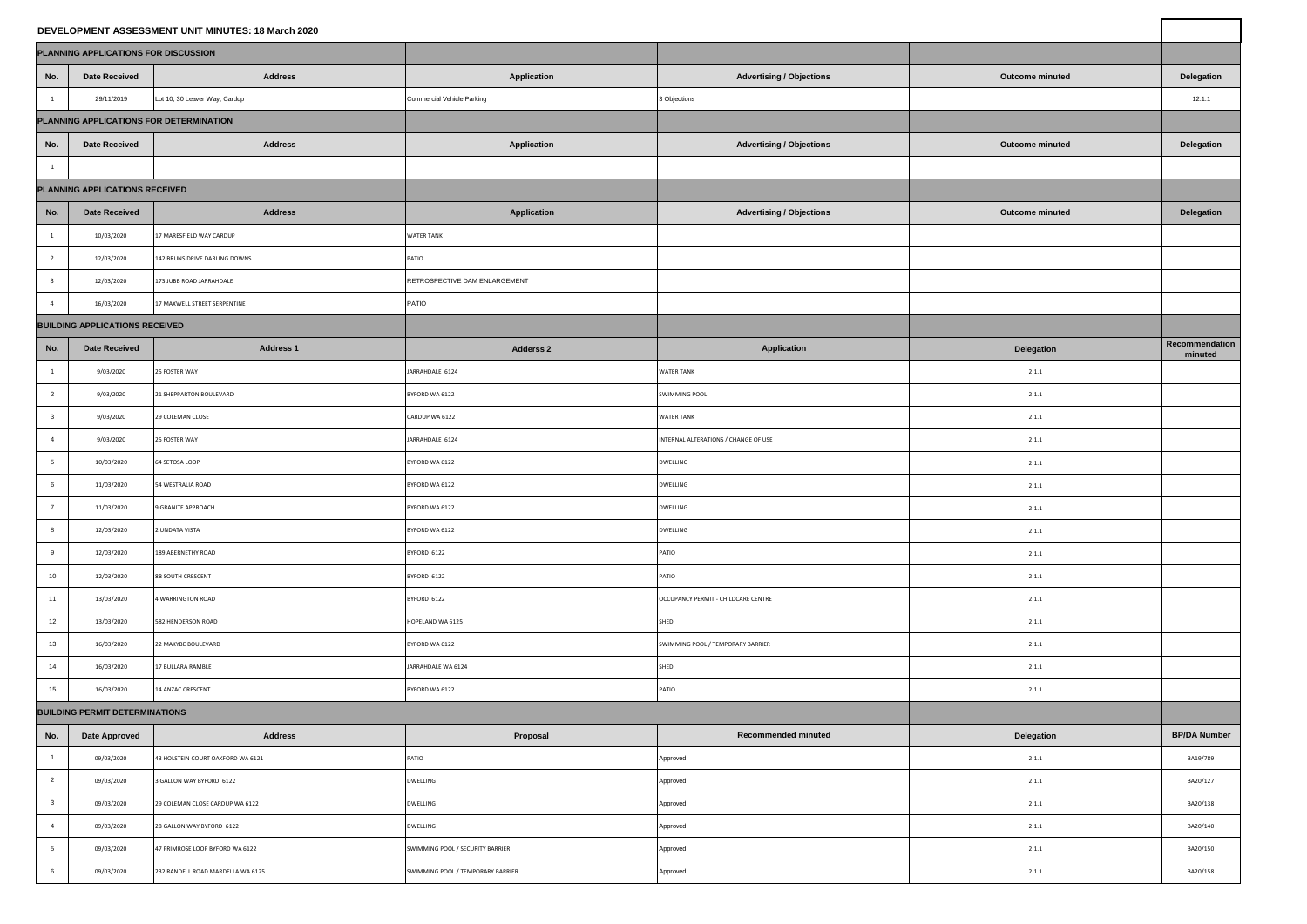# DEVELOPMENT ASSESSMENT UNIT MINUTES: 18 March 2020

## PLANNING APPLICATIONS FOR DISCUSSION

| No. | Date Received | Address | Application | Advertising / Objections | Outcome minuted | Delegation |
|---|---|---|---|---|---|---|
| 1 | 29/11/2019 | Lot 10, 30 Leaver Way, Cardup | Commercial Vehicle Parking | 3 Objections | | 12.1.1 |

## PLANNING APPLICATIONS FOR DETERMINATION

| No. | Date Received | Address | Application | Advertising / Objections | Outcome minuted | Delegation |
|---|---|---|---|---|---|---|
| 1 | | | | | | |

## PLANNING APPLICATIONS RECEIVED

| No. | Date Received | Address | Application | Advertising / Objections | Outcome minuted | Delegation |
|---|---|---|---|---|---|---|
| 1 | 10/03/2020 | 17 MARESFIELD WAY CARDUP | WATER TANK | | | |
| 2 | 12/03/2020 | 142 BRUNS DRIVE DARLING DOWNS | PATIO | | | |
| 3 | 12/03/2020 | 173 JUBB ROAD JARRAHDALE | RETROSPECTIVE DAM ENLARGEMENT | | | |
| 4 | 16/03/2020 | 17 MAXWELL STREET SERPENTINE | PATIO | | | |

## BUILDING APPLICATIONS RECEIVED

| No. | Date Received | Address 1 | Adderss 2 | Application | Delegation | Recommendation minuted |
|---|---|---|---|---|---|---|
| 1 | 9/03/2020 | 25 FOSTER WAY | JARRAHDALE 6124 | WATER TANK | 2.1.1 | |
| 2 | 9/03/2020 | 21 SHEPPARTON BOULEVARD | BYFORD WA 6122 | SWIMMING POOL | 2.1.1 | |
| 3 | 9/03/2020 | 29 COLEMAN CLOSE | CARDUP WA 6122 | WATER TANK | 2.1.1 | |
| 4 | 9/03/2020 | 25 FOSTER WAY | JARRAHDALE 6124 | INTERNAL ALTERATIONS / CHANGE OF USE | 2.1.1 | |
| 5 | 10/03/2020 | 64 SETOSA LOOP | BYFORD WA 6122 | DWELLING | 2.1.1 | |
| 6 | 11/03/2020 | 54 WESTRALIA ROAD | BYFORD WA 6122 | DWELLING | 2.1.1 | |
| 7 | 11/03/2020 | 9 GRANITE APPROACH | BYFORD WA 6122 | DWELLING | 2.1.1 | |
| 8 | 12/03/2020 | 2 UNDATA VISTA | BYFORD WA 6122 | DWELLING | 2.1.1 | |
| 9 | 12/03/2020 | 189 ABERNETHY ROAD | BYFORD 6122 | PATIO | 2.1.1 | |
| 10 | 12/03/2020 | 88 SOUTH CRESCENT | BYFORD 6122 | PATIO | 2.1.1 | |
| 11 | 13/03/2020 | 4 WARRINGTON ROAD | BYFORD 6122 | OCCUPANCY PERMIT - CHILDCARE CENTRE | 2.1.1 | |
| 12 | 13/03/2020 | 582 HENDERSON ROAD | HOPELAND WA 6125 | SHED | 2.1.1 | |
| 13 | 16/03/2020 | 22 MAKYBE BOULEVARD | BYFORD WA 6122 | SWIMMING POOL / TEMPORARY BARRIER | 2.1.1 | |
| 14 | 16/03/2020 | 17 BULLARA RAMBLE | JARRAHDALE WA 6124 | SHED | 2.1.1 | |
| 15 | 16/03/2020 | 14 ANZAC CRESCENT | BYFORD WA 6122 | PATIO | 2.1.1 | |

## BUILDING PERMIT DETERMINATIONS

| No. | Date Approved | Address | Proposal | Recommended minuted | Delegation | BP/DA Number |
|---|---|---|---|---|---|---|
| 1 | 09/03/2020 | 43 HOLSTEIN COURT OAKFORD WA 6121 | PATIO | Approved | 2.1.1 | BA19/789 |
| 2 | 09/03/2020 | 3 GALLON WAY BYFORD 6122 | DWELLING | Approved | 2.1.1 | BA20/127 |
| 3 | 09/03/2020 | 29 COLEMAN CLOSE CARDUP WA 6122 | DWELLING | Approved | 2.1.1 | BA20/138 |
| 4 | 09/03/2020 | 28 GALLON WAY BYFORD 6122 | DWELLING | Approved | 2.1.1 | BA20/140 |
| 5 | 09/03/2020 | 47 PRIMROSE LOOP BYFORD WA 6122 | SWIMMING POOL / SECURITY BARRIER | Approved | 2.1.1 | BA20/150 |
| 6 | 09/03/2020 | 232 RANDELL ROAD MARDELLA WA 6125 | SWIMMING POOL / TEMPORARY BARRIER | Approved | 2.1.1 | BA20/158 |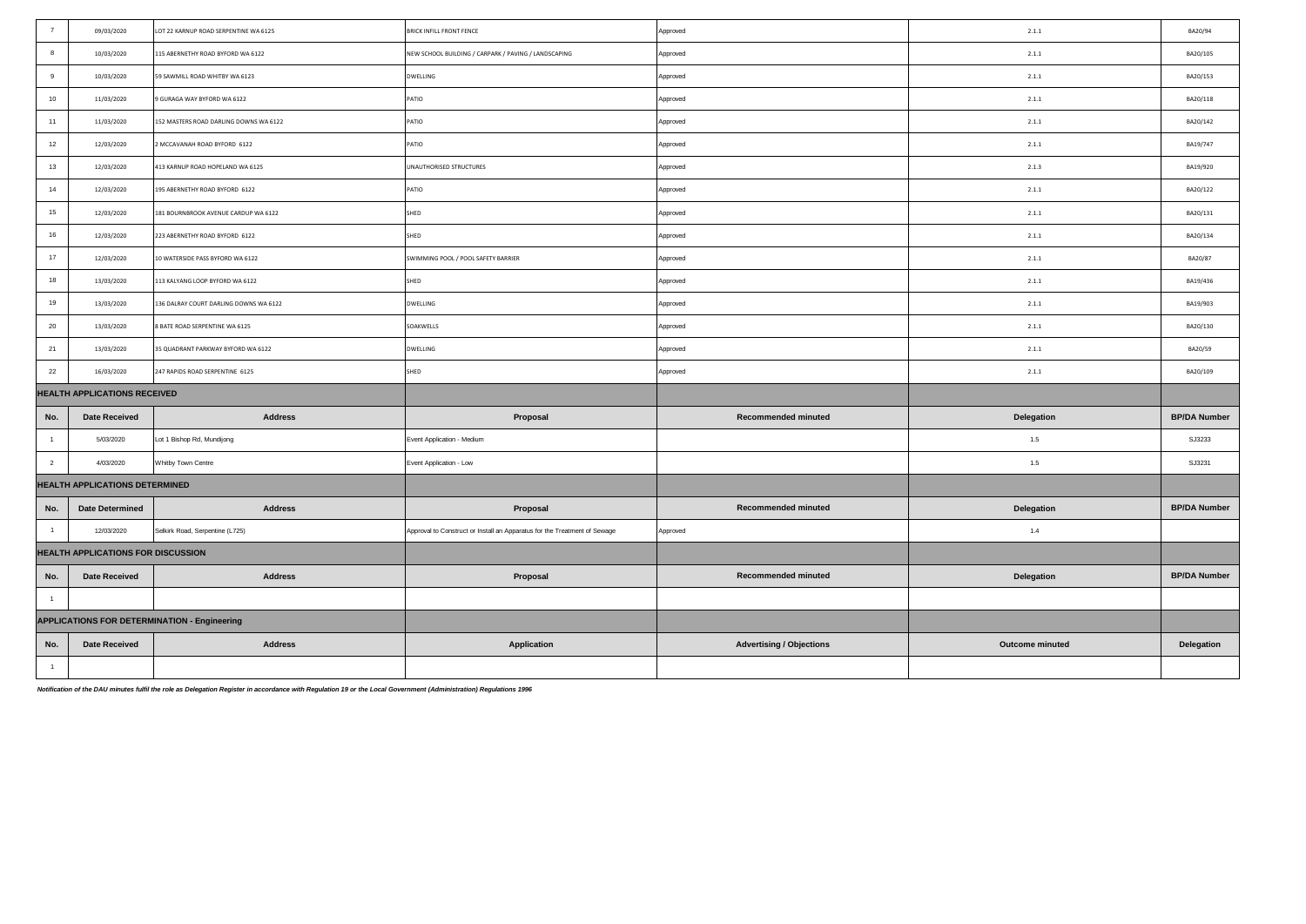| | | | | | | |
|---|---|---|---|---|---|---|
| 7 | 09/03/2020 | LOT 22 KARNUP ROAD SERPENTINE WA 6125 | BRICK INFILL FRONT FENCE | Approved | 2.1.1 | BA20/94 |
| 8 | 10/03/2020 | 115 ABERNETHY ROAD BYFORD WA 6122 | NEW SCHOOL BUILDING / CARPARK / PAVING / LANDSCAPING | Approved | 2.1.1 | BA20/105 |
| 9 | 10/03/2020 | 59 SAWMILL ROAD WHITBY WA 6123 | DWELLING | Approved | 2.1.1 | BA20/153 |
| 10 | 11/03/2020 | 9 GURAGA WAY BYFORD WA 6122 | PATIO | Approved | 2.1.1 | BA20/118 |
| 11 | 11/03/2020 | 152 MASTERS ROAD DARLING DOWNS WA 6122 | PATIO | Approved | 2.1.1 | BA20/142 |
| 12 | 12/03/2020 | 2 MCCAVANAH ROAD BYFORD 6122 | PATIO | Approved | 2.1.1 | BA19/747 |
| 13 | 12/03/2020 | 413 KARNUP ROAD HOPELAND WA 6125 | UNAUTHORISED STRUCTURES | Approved | 2.1.3 | BA19/920 |
| 14 | 12/03/2020 | 195 ABERNETHY ROAD BYFORD 6122 | PATIO | Approved | 2.1.1 | BA20/122 |
| 15 | 12/03/2020 | 181 BOURNBROOK AVENUE CARDUP WA 6122 | SHED | Approved | 2.1.1 | BA20/131 |
| 16 | 12/03/2020 | 223 ABERNETHY ROAD BYFORD 6122 | SHED | Approved | 2.1.1 | BA20/134 |
| 17 | 12/03/2020 | 10 WATERSIDE PASS BYFORD WA 6122 | SWIMMING POOL / POOL SAFETY BARRIER | Approved | 2.1.1 | BA20/87 |
| 18 | 13/03/2020 | 113 KALYANG LOOP BYFORD WA 6122 | SHED | Approved | 2.1.1 | BA19/436 |
| 19 | 13/03/2020 | 136 DALRAY COURT DARLING DOWNS WA 6122 | DWELLING | Approved | 2.1.1 | BA19/903 |
| 20 | 13/03/2020 | 8 BATE ROAD SERPENTINE WA 6125 | SOAKWELLS | Approved | 2.1.1 | BA20/130 |
| 21 | 13/03/2020 | 35 QUADRANT PARKWAY BYFORD WA 6122 | DWELLING | Approved | 2.1.1 | BA20/59 |
| 22 | 16/03/2020 | 247 RAPIDS ROAD SERPENTINE 6125 | SHED | Approved | 2.1.1 | BA20/109 |

**HEALTH APPLICATIONS RECEIVED**

| No. | Date Received | Address | Proposal | Recommended minuted | Delegation | BP/DA Number |
|---|---|---|---|---|---|---|
| 1 | 5/03/2020 | Lot 1 Bishop Rd, Mundijong | Event Application - Medium | | 1.5 | SJ3233 |
| 2 | 4/03/2020 | Whitby Town Centre | Event Application - Low | | 1.5 | SJ3231 |

**HEALTH APPLICATIONS DETERMINED**

| No. | Date Determined | Address | Proposal | Recommended minuted | Delegation | BP/DA Number |
|---|---|---|---|---|---|---|
| 1 | 12/03/2020 | Selkirk Road, Serpentine (L725) | Approval to Construct or Install an Apparatus for the Treatment of Sewage | Approved | 1.4 | |

**HEALTH APPLICATIONS FOR DISCUSSION**

| No. | Date Received | Address | Proposal | Recommended minuted | Delegation | BP/DA Number |
|---|---|---|---|---|---|---|
| 1 | | | | | | |

**APPLICATIONS FOR DETERMINATION - Engineering**

| No. | Date Received | Address | Application | Advertising / Objections | Outcome minuted | Delegation |
|---|---|---|---|---|---|---|
| 1 | | | | | | |

***Notification of the DAU minutes fulfil the role as Delegation Register in accordance with Regulation 19 or the Local Government (Administration) Regulations 1996***